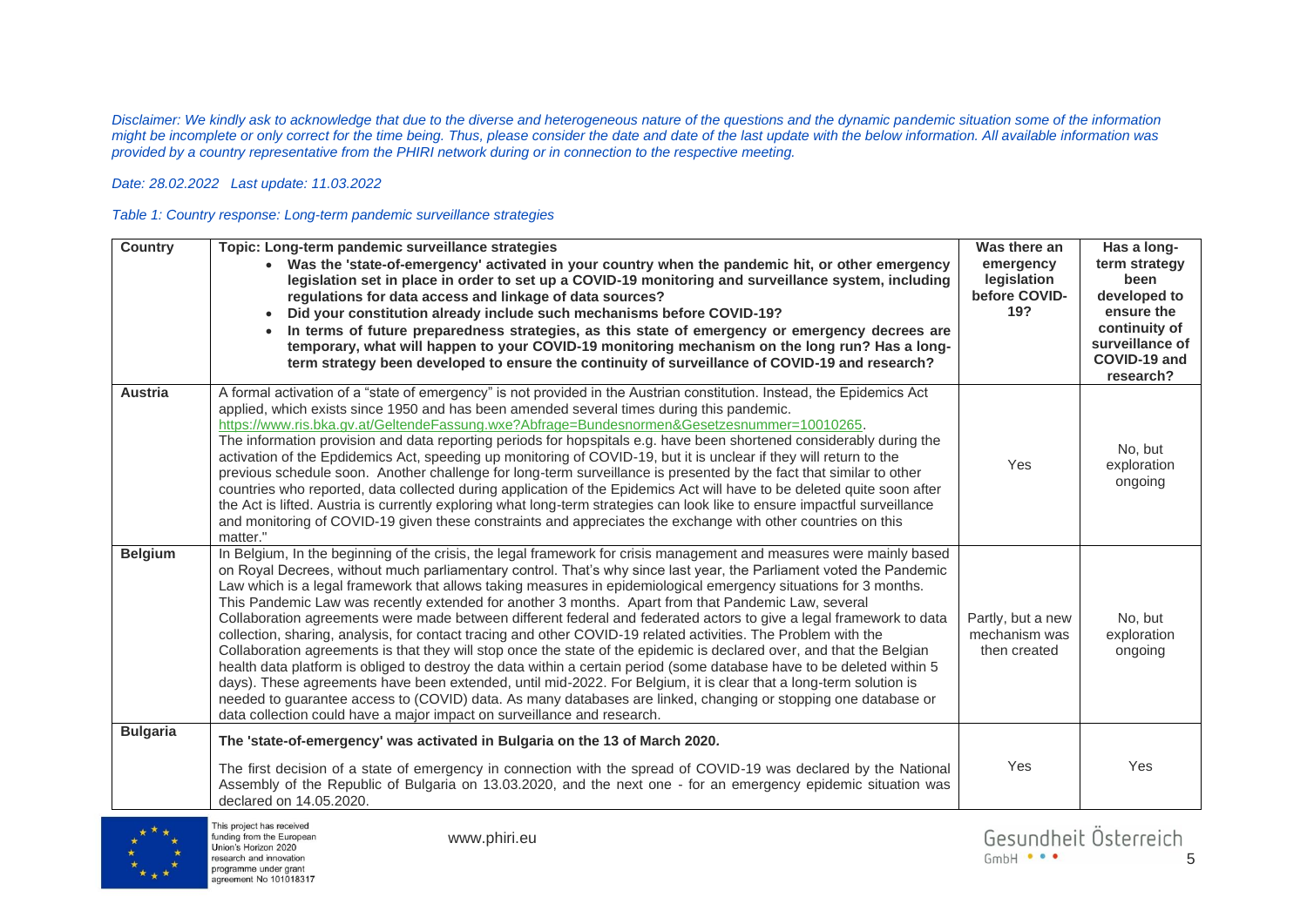*Disclaimer: We kindly ask to acknowledge that due to the diverse and heterogeneous nature of the questions and the dynamic pandemic situation some of the information might be incomplete or only correct for the time being. Thus, please consider the date and date of the last update with the below information. All available information was provided by a country representative from the PHIRI network during or in connection to the respective meeting.*

*Date: 28.02.2022   Last update: 11.03.2022*

*Table 1: Country response: Long-term pandemic surveillance strategies*

| Country | Topic: Long-term pandemic surveillance strategies<br>• Was the 'state-of-emergency' activated in your country when the pandemic hit, or other emergency legislation set in place in order to set up a COVID-19 monitoring and surveillance system, including regulations for data access and linkage of data sources?<br>• Did your constitution already include such mechanisms before COVID-19?<br>• In terms of future preparedness strategies, as this state of emergency or emergency decrees are temporary, what will happen to your COVID-19 monitoring mechanism on the long run? Has a long-term strategy been developed to ensure the continuity of surveillance of COVID-19 and research? | Was there an emergency legislation before COVID-19? | Has a long-term strategy been developed to ensure the continuity of surveillance of COVID-19 and research? |
|---|---|---|---|
| **Austria** | A formal activation of a "state of emergency" is not provided in the Austrian constitution. Instead, the Epidemics Act applied, which exists since 1950 and has been amended several times during this pandemic. https://www.ris.bka.gv.at/GeltendeFassung.wxe?Abfrage=Bundesnormen&Gesetzesnummer=10010265. The information provision and data reporting periods for hopspitals e.g. have been shortened considerably during the activation of the Epdidemics Act, speeding up monitoring of COVID-19, but it is unclear if they will return to the previous schedule soon. Another challenge for long-term surveillance is presented by the fact that similar to other countries who reported, data collected during application of the Epidemics Act will have to be deleted quite soon after the Act is lifted. Austria is currently exploring what long-term strategies can look like to ensure impactful surveillance and monitoring of COVID-19 given these constraints and appreciates the exchange with other countries on this matter." | Yes | No, but exploration ongoing |
| **Belgium** | In Belgium, In the beginning of the crisis, the legal framework for crisis management and measures were mainly based on Royal Decrees, without much parliamentary control. That's why since last year, the Parliament voted the Pandemic Law which is a legal framework that allows taking measures in epidemiological emergency situations for 3 months. This Pandemic Law was recently extended for another 3 months. Apart from that Pandemic Law, several Collaboration agreements were made between different federal and federated actors to give a legal framework to data collection, sharing, analysis, for contact tracing and other COVID-19 related activities. The Problem with the Collaboration agreements is that they will stop once the state of the epidemic is declared over, and that the Belgian health data platform is obliged to destroy the data within a certain period (some database have to be deleted within 5 days). These agreements have been extended, until mid-2022. For Belgium, it is clear that a long-term solution is needed to guarantee access to (COVID) data. As many databases are linked, changing or stopping one database or data collection could have a major impact on surveillance and research. | Partly, but a new mechanism was then created | No, but exploration ongoing |
| **Bulgaria** | **The 'state-of-emergency' was activated in Bulgaria on the 13 of March 2020.**<br><br>The first decision of a state of emergency in connection with the spread of COVID-19 was declared by the National Assembly of the Republic of Bulgaria on 13.03.2020, and the next one - for an emergency epidemic situation was declared on 14.05.2020. | Yes | Yes |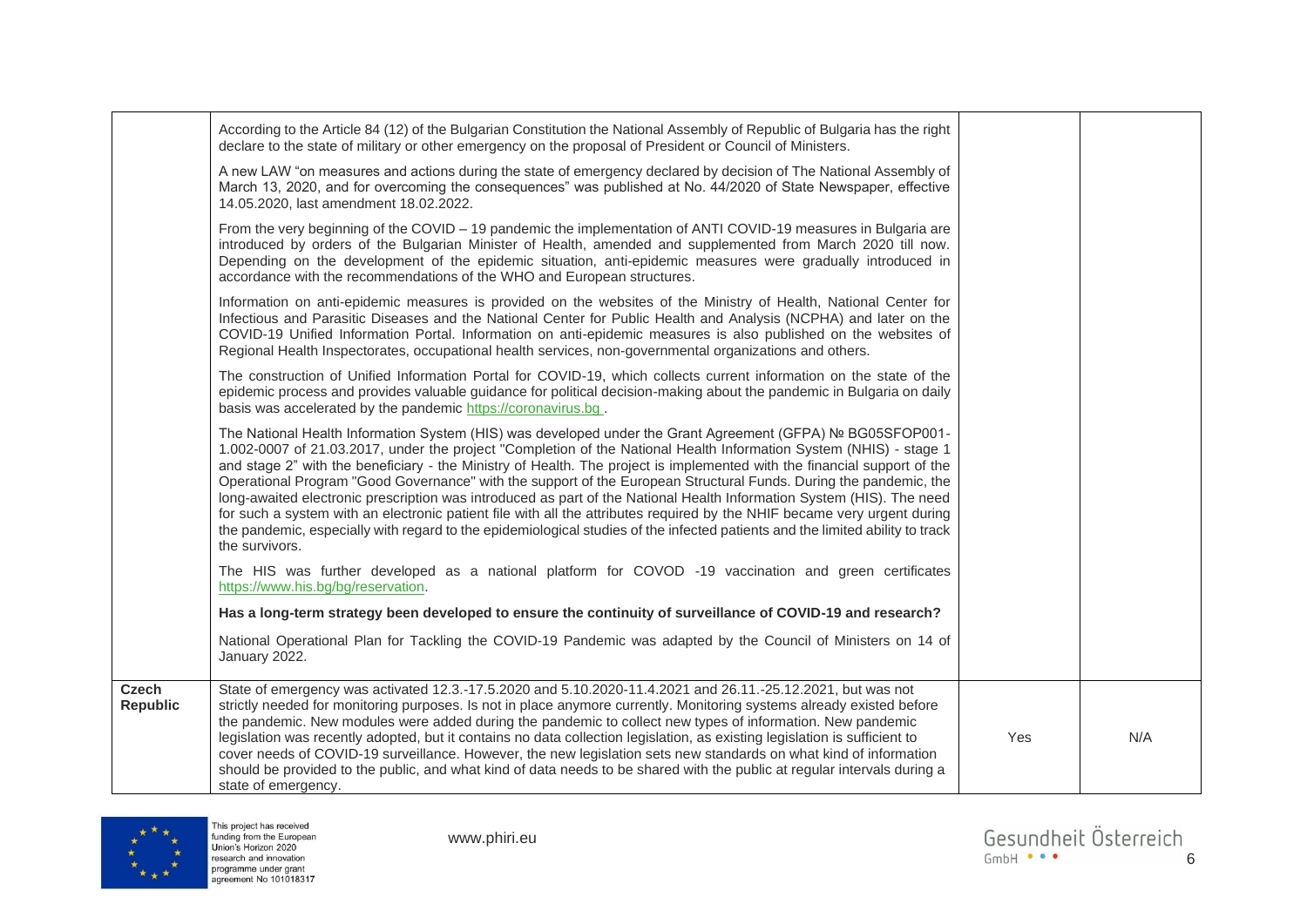| | | | |
|---|---|---|---|
| | According to the Article 84 (12) of the Bulgarian Constitution the National Assembly of Republic of Bulgaria has the right declare to the state of military or other emergency on the proposal of President or Council of Ministers.<br><br>A new LAW "on measures and actions during the state of emergency declared by decision of The National Assembly of March 13, 2020, and for overcoming the consequences" was published at No. 44/2020 of State Newspaper, effective 14.05.2020, last amendment 18.02.2022.<br><br>From the very beginning of the COVID – 19 pandemic the implementation of ANTI COVID-19 measures in Bulgaria are introduced by orders of the Bulgarian Minister of Health, amended and supplemented from March 2020 till now. Depending on the development of the epidemic situation, anti-epidemic measures were gradually introduced in accordance with the recommendations of the WHO and European structures.<br><br>Information on anti-epidemic measures is provided on the websites of the Ministry of Health, National Center for Infectious and Parasitic Diseases and the National Center for Public Health and Analysis (NCPHA) and later on the COVID-19 Unified Information Portal. Information on anti-epidemic measures is also published on the websites of Regional Health Inspectorates, occupational health services, non-governmental organizations and others.<br><br>The construction of Unified Information Portal for COVID-19, which collects current information on the state of the epidemic process and provides valuable guidance for political decision-making about the pandemic in Bulgaria on daily basis was accelerated by the pandemic https://coronavirus.bg .<br><br>The National Health Information System (HIS) was developed under the Grant Agreement (GFPA) № BG05SFOP001-1.002-0007 of 21.03.2017, under the project "Completion of the National Health Information System (NHIS) - stage 1 and stage 2" with the beneficiary - the Ministry of Health. The project is implemented with the financial support of the Operational Program "Good Governance" with the support of the European Structural Funds. During the pandemic, the long-awaited electronic prescription was introduced as part of the National Health Information System (HIS). The need for such a system with an electronic patient file with all the attributes required by the NHIF became very urgent during the pandemic, especially with regard to the epidemiological studies of the infected patients and the limited ability to track the survivors.<br><br>The HIS was further developed as a national platform for COVOD -19 vaccination and green certificates https://www.his.bg/bg/reservation.<br><br>**Has a long-term strategy been developed to ensure the continuity of surveillance of COVID-19 and research?**<br><br>National Operational Plan for Tackling the COVID-19 Pandemic was adapted by the Council of Ministers on 14 of January 2022. | | |
| **Czech Republic** | State of emergency was activated 12.3.-17.5.2020 and 5.10.2020-11.4.2021 and 26.11.-25.12.2021, but was not strictly needed for monitoring purposes. Is not in place anymore currently. Monitoring systems already existed before the pandemic. New modules were added during the pandemic to collect new types of information. New pandemic legislation was recently adopted, but it contains no data collection legislation, as existing legislation is sufficient to cover needs of COVID-19 surveillance. However, the new legislation sets new standards on what kind of information should be provided to the public, and what kind of data needs to be shared with the public at regular intervals during a state of emergency. | Yes | N/A |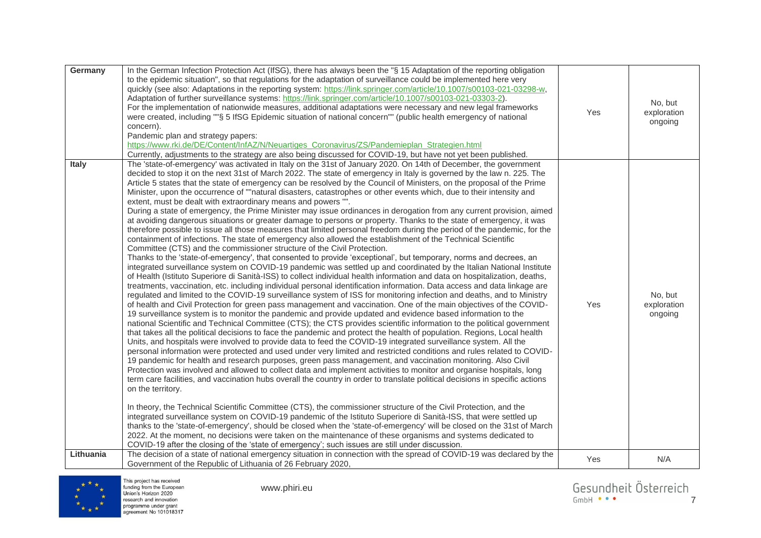| | | | |
|---|---|---|---|
| **Germany** | In the German Infection Protection Act (IfSG), there has always been the "§ 15 Adaptation of the reporting obligation to the epidemic situation", so that regulations for the adaptation of surveillance could be implemented here very quickly (see also: Adaptations in the reporting system: https://link.springer.com/article/10.1007/s00103-021-03298-w, Adaptation of further surveillance systems: https://link.springer.com/article/10.1007/s00103-021-03303-2). For the implementation of nationwide measures, additional adaptations were necessary and new legal frameworks were created, including ""§ 5 IfSG Epidemic situation of national concern"" (public health emergency of national concern). Pandemic plan and strategy papers: https://www.rki.de/DE/Content/InfAZ/N/Neuartiges_Coronavirus/ZS/Pandemieplan_Strategien.html Currently, adjustments to the strategy are also being discussed for COVID-19, but have not yet been published. | Yes | No, but exploration ongoing |
| **Italy** | The 'state-of-emergency' was activated in Italy on the 31st of January 2020. On 14th of December, the government decided to stop it on the next 31st of March 2022. The state of emergency in Italy is governed by the law n. 225. The Article 5 states that the state of emergency can be resolved by the Council of Ministers, on the proposal of the Prime Minister, upon the occurrence of ""natural disasters, catastrophes or other events which, due to their intensity and extent, must be dealt with extraordinary means and powers "". During a state of emergency, the Prime Minister may issue ordinances in derogation from any current provision, aimed at avoiding dangerous situations or greater damage to persons or property. Thanks to the state of emergency, it was therefore possible to issue all those measures that limited personal freedom during the period of the pandemic, for the containment of infections. The state of emergency also allowed the establishment of the Technical Scientific Committee (CTS) and the commissioner structure of the Civil Protection. Thanks to the 'state-of-emergency', that consented to provide 'exceptional', but temporary, norms and decrees, an integrated surveillance system on COVID-19 pandemic was settled up and coordinated by the Italian National Institute of Health (Istituto Superiore di Sanità-ISS) to collect individual health information and data on hospitalization, deaths, treatments, vaccination, etc. including individual personal identification information. Data access and data linkage are regulated and limited to the COVID-19 surveillance system of ISS for monitoring infection and deaths, and to Ministry of health and Civil Protection for green pass management and vaccination. One of the main objectives of the COVID-19 surveillance system is to monitor the pandemic and provide updated and evidence based information to the national Scientific and Technical Committee (CTS); the CTS provides scientific information to the political government that takes all the political decisions to face the pandemic and protect the health of population. Regions, Local health Units, and hospitals were involved to provide data to feed the COVID-19 integrated surveillance system. All the personal information were protected and used under very limited and restricted conditions and rules related to COVID-19 pandemic for health and research purposes, green pass management, and vaccination monitoring. Also Civil Protection was involved and allowed to collect data and implement activities to monitor and organise hospitals, long term care facilities, and vaccination hubs overall the country in order to translate political decisions in specific actions on the territory.<br><br>In theory, the Technical Scientific Committee (CTS), the commissioner structure of the Civil Protection, and the integrated surveillance system on COVID-19 pandemic of the Istituto Superiore di Sanità-ISS, that were settled up thanks to the 'state-of-emergency', should be closed when the 'state-of-emergency' will be closed on the 31st of March 2022. At the moment, no decisions were taken on the maintenance of these organisms and systems dedicated to COVID-19 after the closing of the 'state of emergency'; such issues are still under discussion. | Yes | No, but exploration ongoing |
| **Lithuania** | The decision of a state of national emergency situation in connection with the spread of COVID-19 was declared by the Government of the Republic of Lithuania of 26 February 2020, | Yes | N/A |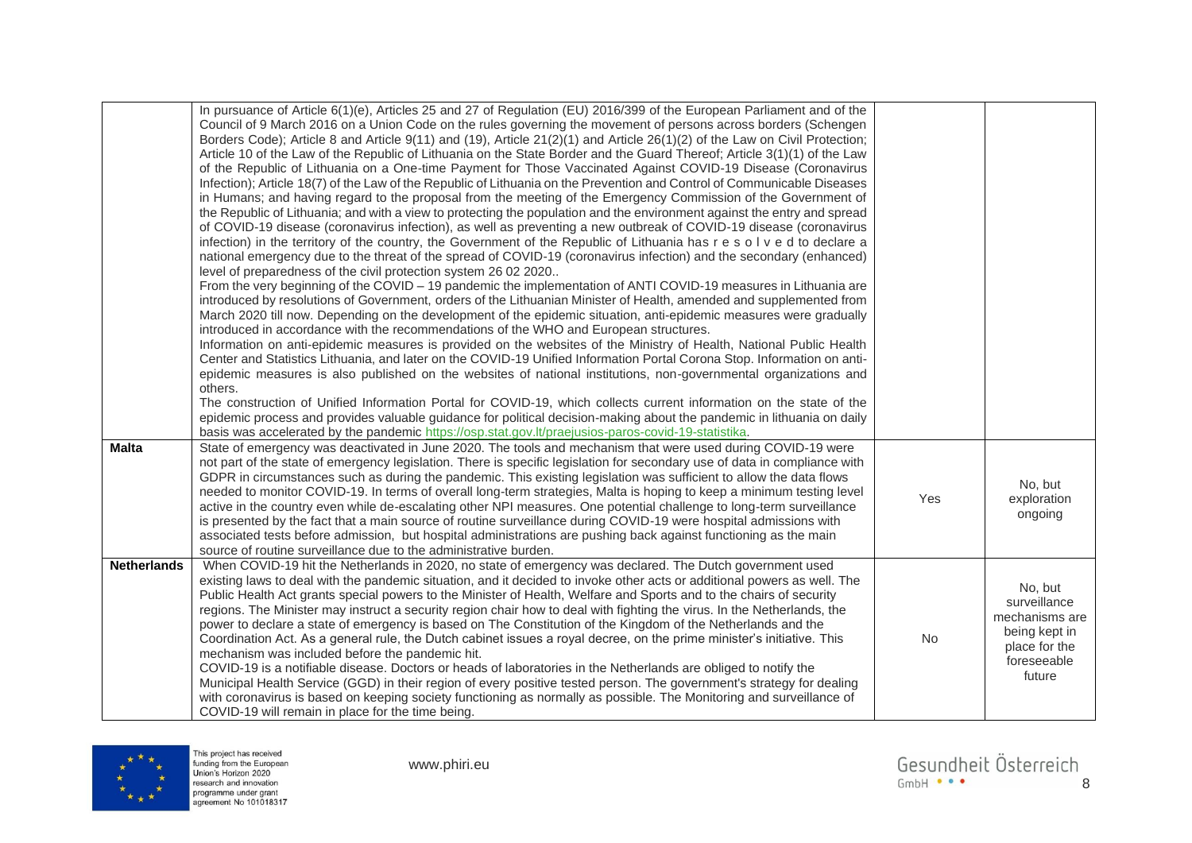| | | | |
|---|---|---|---|
| | In pursuance of Article 6(1)(e), Articles 25 and 27 of Regulation (EU) 2016/399 of the European Parliament and of the Council of 9 March 2016 on a Union Code on the rules governing the movement of persons across borders (Schengen Borders Code); Article 8 and Article 9(11) and (19), Article 21(2)(1) and Article 26(1)(2) of the Law on Civil Protection; Article 10 of the Law of the Republic of Lithuania on the State Border and the Guard Thereof; Article 3(1)(1) of the Law of the Republic of Lithuania on a One-time Payment for Those Vaccinated Against COVID-19 Disease (Coronavirus Infection); Article 18(7) of the Law of the Republic of Lithuania on the Prevention and Control of Communicable Diseases in Humans; and having regard to the proposal from the meeting of the Emergency Commission of the Government of the Republic of Lithuania; and with a view to protecting the population and the environment against the entry and spread of COVID-19 disease (coronavirus infection), as well as preventing a new outbreak of COVID-19 disease (coronavirus infection) in the territory of the country, the Government of the Republic of Lithuania has r e s o l v e d to declare a national emergency due to the threat of the spread of COVID-19 (coronavirus infection) and the secondary (enhanced) level of preparedness of the civil protection system 26 02 2020.. From the very beginning of the COVID – 19 pandemic the implementation of ANTI COVID-19 measures in Lithuania are introduced by resolutions of Government, orders of the Lithuanian Minister of Health, amended and supplemented from March 2020 till now. Depending on the development of the epidemic situation, anti-epidemic measures were gradually introduced in accordance with the recommendations of the WHO and European structures. Information on anti-epidemic measures is provided on the websites of the Ministry of Health, National Public Health Center and Statistics Lithuania, and later on the COVID-19 Unified Information Portal Corona Stop. Information on anti-epidemic measures is also published on the websites of national institutions, non-governmental organizations and others. The construction of Unified Information Portal for COVID-19, which collects current information on the state of the epidemic process and provides valuable guidance for political decision-making about the pandemic in lithuania on daily basis was accelerated by the pandemic https://osp.stat.gov.lt/praejusios-paros-covid-19-statistika. | | |
| **Malta** | State of emergency was deactivated in June 2020. The tools and mechanism that were used during COVID-19 were not part of the state of emergency legislation. There is specific legislation for secondary use of data in compliance with GDPR in circumstances such as during the pandemic. This existing legislation was sufficient to allow the data flows needed to monitor COVID-19. In terms of overall long-term strategies, Malta is hoping to keep a minimum testing level active in the country even while de-escalating other NPI measures. One potential challenge to long-term surveillance is presented by the fact that a main source of routine surveillance during COVID-19 were hospital admissions with associated tests before admission, but hospital administrations are pushing back against functioning as the main source of routine surveillance due to the administrative burden. | Yes | No, but exploration ongoing |
| **Netherlands** | When COVID-19 hit the Netherlands in 2020, no state of emergency was declared. The Dutch government used existing laws to deal with the pandemic situation, and it decided to invoke other acts or additional powers as well. The Public Health Act grants special powers to the Minister of Health, Welfare and Sports and to the chairs of security regions. The Minister may instruct a security region chair how to deal with fighting the virus. In the Netherlands, the power to declare a state of emergency is based on The Constitution of the Kingdom of the Netherlands and the Coordination Act. As a general rule, the Dutch cabinet issues a royal decree, on the prime minister's initiative. This mechanism was included before the pandemic hit. COVID-19 is a notifiable disease. Doctors or heads of laboratories in the Netherlands are obliged to notify the Municipal Health Service (GGD) in their region of every positive tested person. The government's strategy for dealing with coronavirus is based on keeping society functioning as normally as possible. The Monitoring and surveillance of COVID-19 will remain in place for the time being. | No | No, but surveillance mechanisms are being kept in place for the foreseeable future |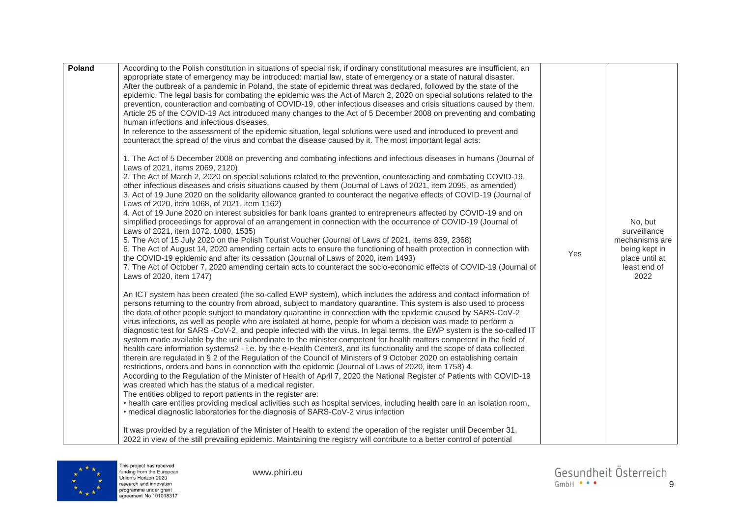| | | | |
|---|---|---|---|
| **Poland** | According to the Polish constitution in situations of special risk, if ordinary constitutional measures are insufficient, an appropriate state of emergency may be introduced: martial law, state of emergency or a state of natural disaster.<br>After the outbreak of a pandemic in Poland, the state of epidemic threat was declared, followed by the state of the epidemic. The legal basis for combating the epidemic was the Act of March 2, 2020 on special solutions related to the prevention, counteraction and combating of COVID-19, other infectious diseases and crisis situations caused by them. Article 25 of the COVID-19 Act introduced many changes to the Act of 5 December 2008 on preventing and combating human infections and infectious diseases.<br>In reference to the assessment of the epidemic situation, legal solutions were used and introduced to prevent and counteract the spread of the virus and combat the disease caused by it. The most important legal acts:<br><br>1. The Act of 5 December 2008 on preventing and combating infections and infectious diseases in humans (Journal of Laws of 2021, items 2069, 2120)<br>2. The Act of March 2, 2020 on special solutions related to the prevention, counteracting and combating COVID-19, other infectious diseases and crisis situations caused by them (Journal of Laws of 2021, item 2095, as amended)<br>3. Act of 19 June 2020 on the solidarity allowance granted to counteract the negative effects of COVID-19 (Journal of Laws of 2020, item 1068, of 2021, item 1162)<br>4. Act of 19 June 2020 on interest subsidies for bank loans granted to entrepreneurs affected by COVID-19 and on simplified proceedings for approval of an arrangement in connection with the occurrence of COVID-19 (Journal of Laws of 2021, item 1072, 1080, 1535)<br>5. The Act of 15 July 2020 on the Polish Tourist Voucher (Journal of Laws of 2021, items 839, 2368)<br>6. The Act of August 14, 2020 amending certain acts to ensure the functioning of health protection in connection with the COVID-19 epidemic and after its cessation (Journal of Laws of 2020, item 1493)<br>7. The Act of October 7, 2020 amending certain acts to counteract the socio-economic effects of COVID-19 (Journal of Laws of 2020, item 1747)<br><br>An ICT system has been created (the so-called EWP system), which includes the address and contact information of persons returning to the country from abroad, subject to mandatory quarantine. This system is also used to process the data of other people subject to mandatory quarantine in connection with the epidemic caused by SARS-CoV-2 virus infections, as well as people who are isolated at home, people for whom a decision was made to perform a diagnostic test for SARS -CoV-2, and people infected with the virus. In legal terms, the EWP system is the so-called IT system made available by the unit subordinate to the minister competent for health matters competent in the field of health care information systems2 - i.e. by the e-Health Center3, and its functionality and the scope of data collected therein are regulated in § 2 of the Regulation of the Council of Ministers of 9 October 2020 on establishing certain restrictions, orders and bans in connection with the epidemic (Journal of Laws of 2020, item 1758) 4.<br>According to the Regulation of the Minister of Health of April 7, 2020 the National Register of Patients with COVID-19 was created which has the status of a medical register.<br>The entities obliged to report patients in the register are:<br>• health care entities providing medical activities such as hospital services, including health care in an isolation room,<br>• medical diagnostic laboratories for the diagnosis of SARS-CoV-2 virus infection<br><br>It was provided by a regulation of the Minister of Health to extend the operation of the register until December 31, 2022 in view of the still prevailing epidemic. Maintaining the registry will contribute to a better control of potential | Yes | No, but surveillance mechanisms are being kept in place until at least end of 2022 |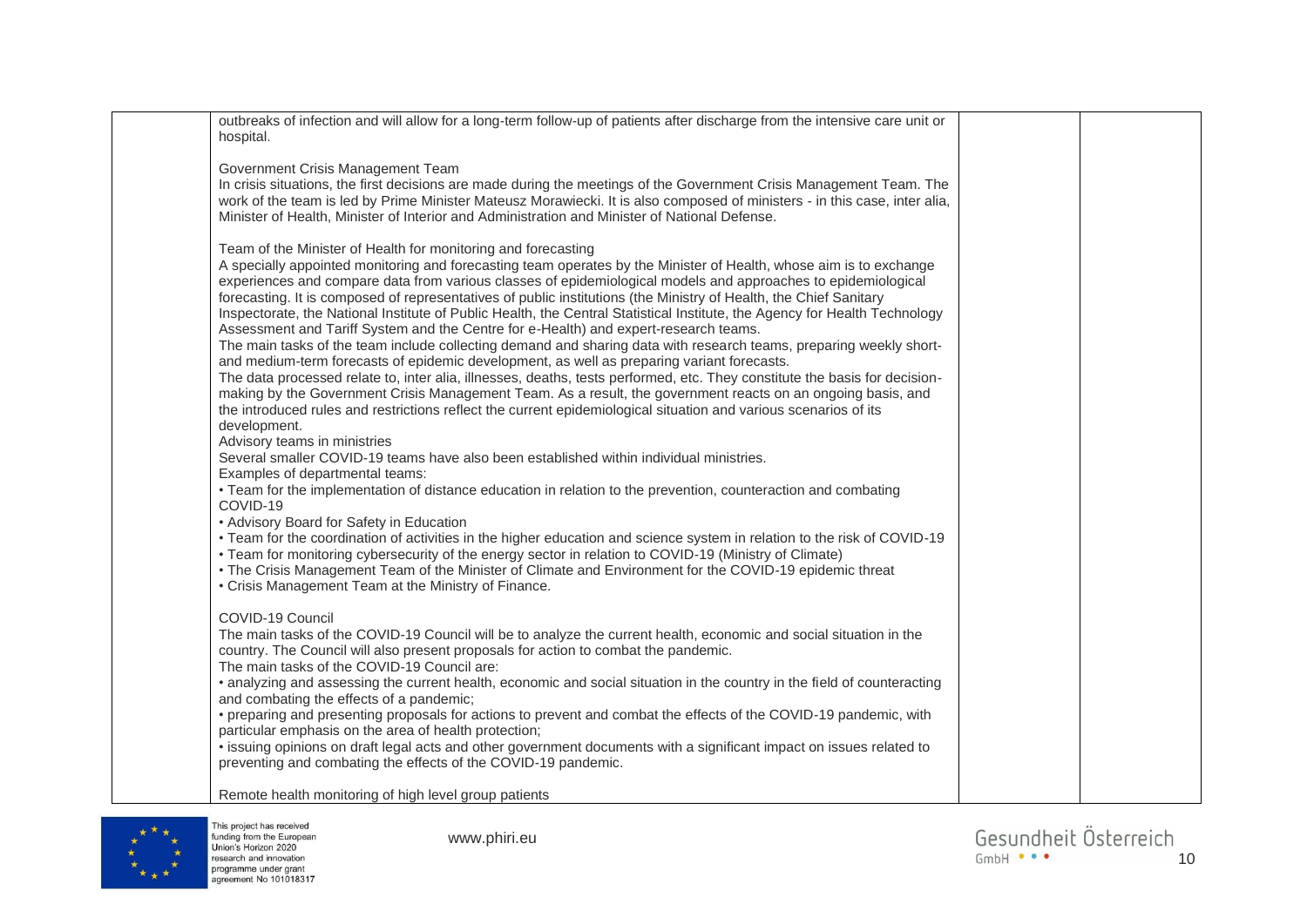| | | | |
|---|---|---|---|
| | outbreaks of infection and will allow for a long-term follow-up of patients after discharge from the intensive care unit or hospital.<br><br>Government Crisis Management Team<br>In crisis situations, the first decisions are made during the meetings of the Government Crisis Management Team. The work of the team is led by Prime Minister Mateusz Morawiecki. It is also composed of ministers - in this case, inter alia, Minister of Health, Minister of Interior and Administration and Minister of National Defense.<br><br>Team of the Minister of Health for monitoring and forecasting<br>A specially appointed monitoring and forecasting team operates by the Minister of Health, whose aim is to exchange experiences and compare data from various classes of epidemiological models and approaches to epidemiological forecasting. It is composed of representatives of public institutions (the Ministry of Health, the Chief Sanitary Inspectorate, the National Institute of Public Health, the Central Statistical Institute, the Agency for Health Technology Assessment and Tariff System and the Centre for e-Health) and expert-research teams.<br>The main tasks of the team include collecting demand and sharing data with research teams, preparing weekly short- and medium-term forecasts of epidemic development, as well as preparing variant forecasts.<br>The data processed relate to, inter alia, illnesses, deaths, tests performed, etc. They constitute the basis for decision-making by the Government Crisis Management Team. As a result, the government reacts on an ongoing basis, and the introduced rules and restrictions reflect the current epidemiological situation and various scenarios of its development.<br>Advisory teams in ministries<br>Several smaller COVID-19 teams have also been established within individual ministries.<br>Examples of departmental teams:<br>• Team for the implementation of distance education in relation to the prevention, counteraction and combating COVID-19<br>• Advisory Board for Safety in Education<br>• Team for the coordination of activities in the higher education and science system in relation to the risk of COVID-19<br>• Team for monitoring cybersecurity of the energy sector in relation to COVID-19 (Ministry of Climate)<br>• The Crisis Management Team of the Minister of Climate and Environment for the COVID-19 epidemic threat<br>• Crisis Management Team at the Ministry of Finance.<br><br>COVID-19 Council<br>The main tasks of the COVID-19 Council will be to analyze the current health, economic and social situation in the country. The Council will also present proposals for action to combat the pandemic.<br>The main tasks of the COVID-19 Council are:<br>• analyzing and assessing the current health, economic and social situation in the country in the field of counteracting and combating the effects of a pandemic;<br>• preparing and presenting proposals for actions to prevent and combat the effects of the COVID-19 pandemic, with particular emphasis on the area of health protection;<br>• issuing opinions on draft legal acts and other government documents with a significant impact on issues related to preventing and combating the effects of the COVID-19 pandemic.<br><br>Remote health monitoring of high level group patients | | |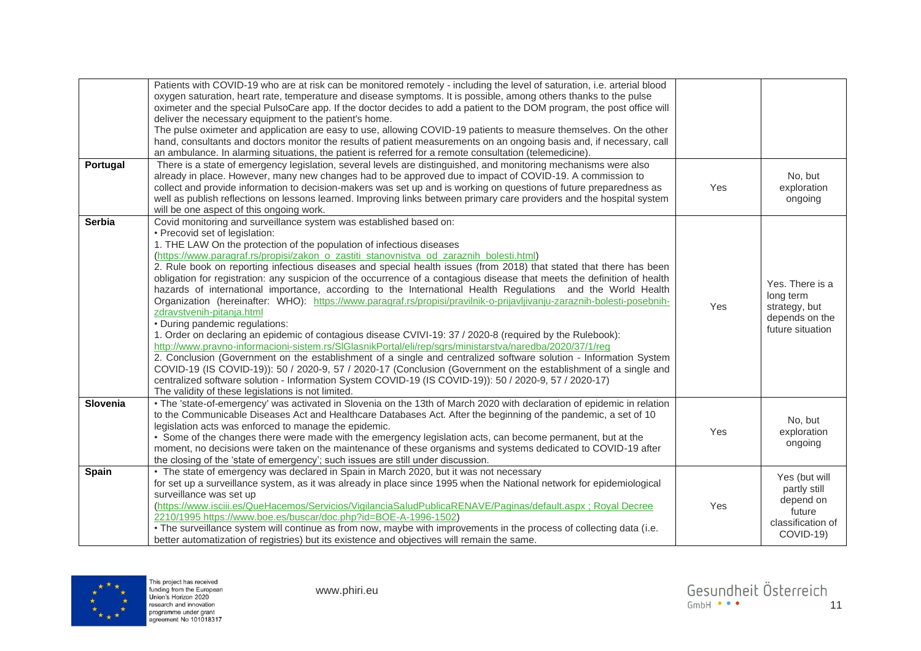| | | | |
|---|---|---|---|
| | Patients with COVID-19 who are at risk can be monitored remotely - including the level of saturation, i.e. arterial blood oxygen saturation, heart rate, temperature and disease symptoms. It is possible, among others thanks to the pulse oximeter and the special PulsoCare app. If the doctor decides to add a patient to the DOM program, the post office will deliver the necessary equipment to the patient's home.<br>The pulse oximeter and application are easy to use, allowing COVID-19 patients to measure themselves. On the other hand, consultants and doctors monitor the results of patient measurements on an ongoing basis and, if necessary, call an ambulance. In alarming situations, the patient is referred for a remote consultation (telemedicine). | | |
| **Portugal** | There is a state of emergency legislation, several levels are distinguished, and monitoring mechanisms were also already in place. However, many new changes had to be approved due to impact of COVID-19. A commission to collect and provide information to decision-makers was set up and is working on questions of future preparedness as well as publish reflections on lessons learned. Improving links between primary care providers and the hospital system will be one aspect of this ongoing work. | Yes | No, but exploration ongoing |
| **Serbia** | Covid monitoring and surveillance system was established based on:<br>• Precovid set of legislation:<br>1. THE LAW On the protection of the population of infectious diseases (https://www.paragraf.rs/propisi/zakon_o_zastiti_stanovnistva_od_zaraznih_bolesti.html)<br>2. Rule book on reporting infectious diseases and special health issues (from 2018) that stated that there has been obligation for registration: any suspicion of the occurrence of a contagious disease that meets the definition of health hazards of international importance, according to the International Health Regulations and the World Health Organization (hereinafter: WHO): https://www.paragraf.rs/propisi/pravilnik-o-prijavljivanju-zaraznih-bolesti-posebnih-zdravstvenih-pitanja.html<br>• During pandemic regulations:<br>1. Order on declaring an epidemic of contagious disease CVIVI-19: 37 / 2020-8 (required by the Rulebook): http://www.pravno-informacioni-sistem.rs/SlGlasnikPortal/eli/rep/sgrs/ministarstva/naredba/2020/37/1/reg<br>2. Conclusion (Government on the establishment of a single and centralized software solution - Information System COVID-19 (IS COVID-19)): 50 / 2020-9, 57 / 2020-17 (Conclusion (Government on the establishment of a single and centralized software solution - Information System COVID-19 (IS COVID-19)): 50 / 2020-9, 57 / 2020-17)<br>The validity of these legislations is not limited. | Yes | Yes. There is a long term strategy, but depends on the future situation |
| **Slovenia** | • The 'state-of-emergency' was activated in Slovenia on the 13th of March 2020 with declaration of epidemic in relation to the Communicable Diseases Act and Healthcare Databases Act. After the beginning of the pandemic, a set of 10 legislation acts was enforced to manage the epidemic.<br>• Some of the changes there were made with the emergency legislation acts, can become permanent, but at the moment, no decisions were taken on the maintenance of these organisms and systems dedicated to COVID-19 after the closing of the 'state of emergency'; such issues are still under discussion. | Yes | No, but exploration ongoing |
| **Spain** | • The state of emergency was declared in Spain in March 2020, but it was not necessary for set up a surveillance system, as it was already in place since 1995 when the National network for epidemiological surveillance was set up (https://www.isciii.es/QueHacemos/Servicios/VigilanciaSaludPublicaRENAVE/Paginas/default.aspx ; Royal Decree 2210/1995 https://www.boe.es/buscar/doc.php?id=BOE-A-1996-1502)<br>• The surveillance system will continue as from now, maybe with improvements in the process of collecting data (i.e. better automatization of registries) but its existence and objectives will remain the same. | Yes | Yes (but will partly still depend on future classification of COVID-19) |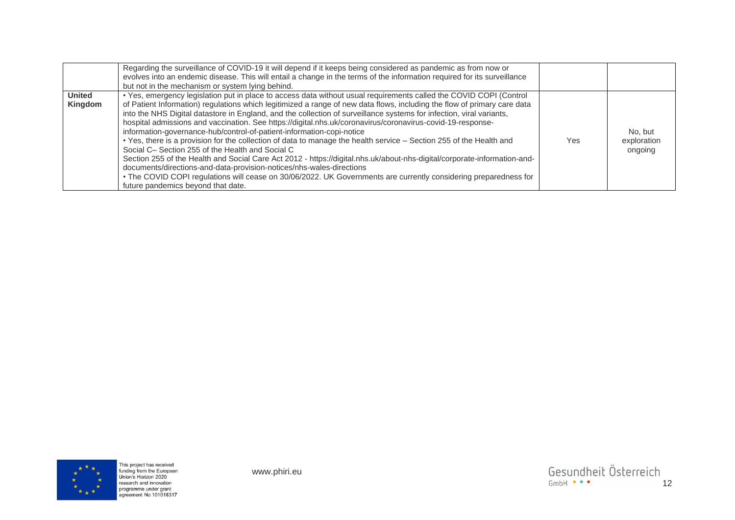| | | | |
|---|---|---|---|
| | Regarding the surveillance of COVID-19 it will depend if it keeps being considered as pandemic as from now or evolves into an endemic disease. This will entail a change in the terms of the information required for its surveillance but not in the mechanism or system lying behind. | | |
| **United Kingdom** | • Yes, emergency legislation put in place to access data without usual requirements called the COVID COPI (Control of Patient Information) regulations which legitimized a range of new data flows, including the flow of primary care data into the NHS Digital datastore in England, and the collection of surveillance systems for infection, viral variants, hospital admissions and vaccination. See https://digital.nhs.uk/coronavirus/coronavirus-covid-19-response-information-governance-hub/control-of-patient-information-copi-notice<br>• Yes, there is a provision for the collection of data to manage the health service – Section 255 of the Health and Social C– Section 255 of the Health and Social C<br>Section 255 of the Health and Social Care Act 2012 - https://digital.nhs.uk/about-nhs-digital/corporate-information-and-documents/directions-and-data-provision-notices/nhs-wales-directions<br>• The COVID COPI regulations will cease on 30/06/2022. UK Governments are currently considering preparedness for future pandemics beyond that date. | Yes | No, but exploration ongoing |